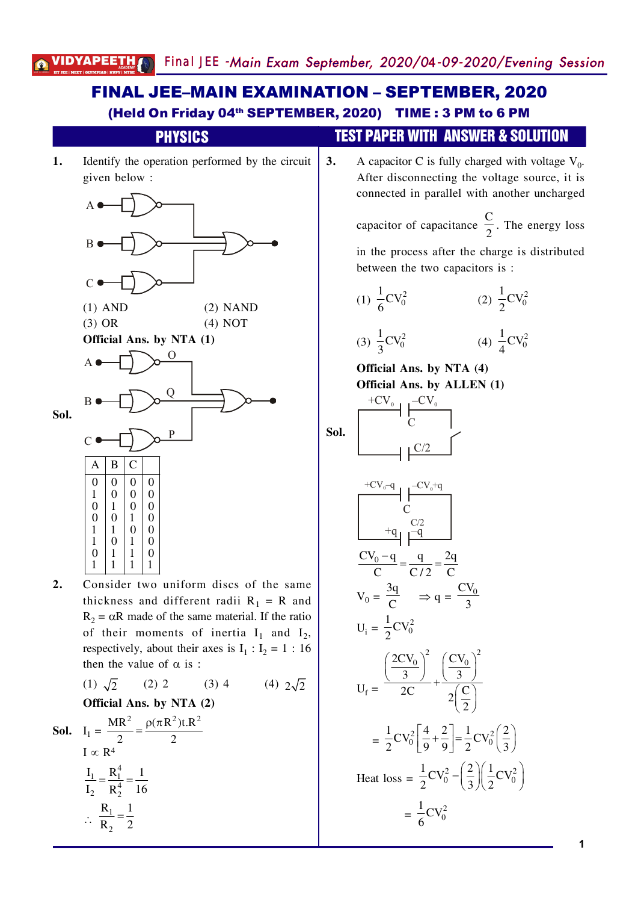# FINAL JEE–MAIN EXAMINATION – SEPTEMBER, 2020

**(Held On Friday 04th SEPTEMBER, 2020) TIME : 3 PM to 6 PM**

## PHYSICS — TEST PAPER WITH ANSWER & SOLUTION

**1.** Identify the operation performed by the circuit given below :

(1) AND (2) NAND
(3) OR (4) NOT

**Official Ans. by NTA (1)**

**Sol.**

| A | B | C | |
|---|---|---|---|
| 0 | 0 | 0 | 0 |
| 1 | 0 | 0 | 0 |
| 0 | 1 | 0 | 0 |
| 0 | 0 | 1 | 0 |
| 1 | 1 | 0 | 0 |
| 1 | 0 | 1 | 0 |
| 0 | 1 | 1 | 0 |
| 1 | 1 | 1 | 1 |

**2.** Consider two uniform discs of the same thickness and different radii $R_1 = R$ and $R_2 = \alpha R$ made of the same material. If the ratio of their moments of inertia $I_1$ and $I_2$, respectively, about their axes is $I_1 : I_2 = 1 : 16$ then the value of $\alpha$ is :

(1) $\sqrt{2}$ (2) 2 (3) 4 (4) $2\sqrt{2}$

**Official Ans. by NTA (2)**

**Sol.** $I_1 = \dfrac{MR^2}{2} = \dfrac{\rho(\pi R^2)t.R^2}{2}$

$I \propto R^4$

$\dfrac{I_1}{I_2} = \dfrac{R_1^4}{R_2^4} = \dfrac{1}{16}$

$\therefore \dfrac{R_1}{R_2} = \dfrac{1}{2}$

**3.** A capacitor C is fully charged with voltage $V_0$. After disconnecting the voltage source, it is connected in parallel with another uncharged capacitor of capacitance $\dfrac{C}{2}$. The energy loss in the process after the charge is distributed between the two capacitors is :

(1) $\dfrac{1}{6}CV_0^2$ (2) $\dfrac{1}{2}CV_0^2$

(3) $\dfrac{1}{3}CV_0^2$ (4) $\dfrac{1}{4}CV_0^2$

**Official Ans. by NTA (4)**

**Official Ans. by ALLEN (1)**

**Sol.**

$\dfrac{CV_0 - q}{C} = \dfrac{q}{C/2} = \dfrac{2q}{C}$

$V_0 = \dfrac{3q}{C} \quad \Rightarrow q = \dfrac{CV_0}{3}$

$U_i = \dfrac{1}{2}CV_0^2$

$U_f = \dfrac{\left(\dfrac{2CV_0}{3}\right)^2}{2C} + \dfrac{\left(\dfrac{CV_0}{3}\right)^2}{2\left(\dfrac{C}{2}\right)}$

$= \dfrac{1}{2}CV_0^2\left[\dfrac{4}{9}+\dfrac{2}{9}\right] = \dfrac{1}{2}CV_0^2\left(\dfrac{2}{3}\right)$

Heat loss $= \dfrac{1}{2}CV_0^2 - \left(\dfrac{2}{3}\right)\left(\dfrac{1}{2}CV_0^2\right)$

$= \dfrac{1}{6}CV_0^2$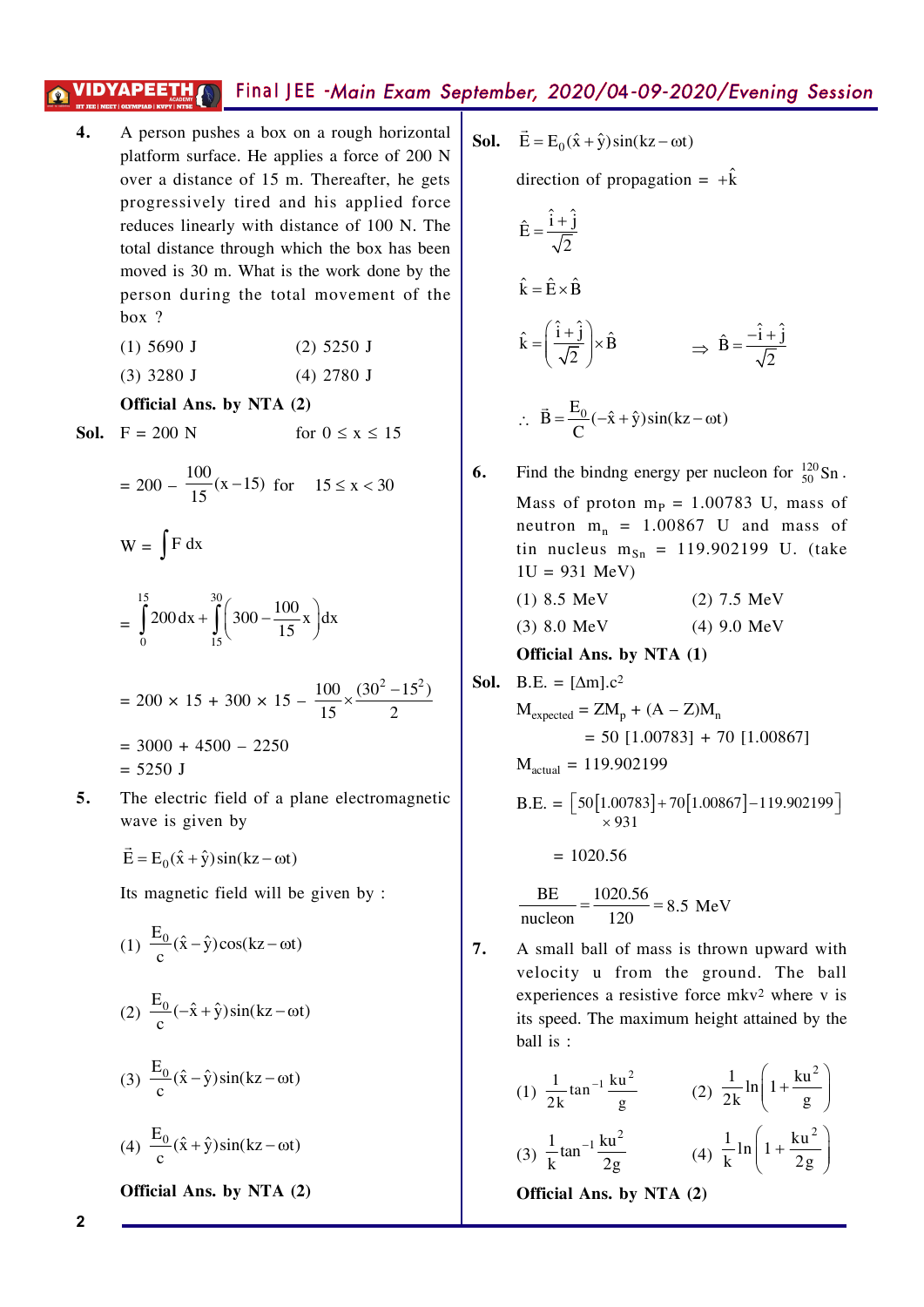**4.** A person pushes a box on a rough horizontal platform surface. He applies a force of 200 N over a distance of 15 m. Thereafter, he gets progressively tired and his applied force reduces linearly with distance of 100 N. The total distance through which the box has been moved is 30 m. What is the work done by the person during the total movement of the box ?

(1) 5690 J (2) 5250 J

(3) 3280 J (4) 2780 J

**Official Ans. by NTA (2)**

**Sol.** F = 200 N for $0 \le x \le 15$

$= 200 - \frac{100}{15}(x-15)$ for $15 \le x < 30$

$W = \int F\, dx$

$= \int_0^{15} 200\, dx + \int_{15}^{30}\left(300 - \frac{100}{15}x\right)dx$

$= 200 \times 15 + 300 \times 15 - \frac{100}{15} \times \frac{(30^2 - 15^2)}{2}$

= 3000 + 4500 – 2250

= 5250 J

**5.** The electric field of a plane electromagnetic wave is given by

$\vec{E} = E_0(\hat{x} + \hat{y})\sin(kz - \omega t)$

Its magnetic field will be given by :

(1) $\frac{E_0}{c}(\hat{x} - \hat{y})\cos(kz - \omega t)$

(2) $\frac{E_0}{c}(-\hat{x} + \hat{y})\sin(kz - \omega t)$

(3) $\frac{E_0}{c}(\hat{x} - \hat{y})\sin(kz - \omega t)$

(4) $\frac{E_0}{c}(\hat{x} + \hat{y})\sin(kz - \omega t)$

**Official Ans. by NTA (2)**

**Sol.** $\vec{E} = E_0(\hat{x} + \hat{y})\sin(kz - \omega t)$

direction of propagation = $+\hat{k}$

$\hat{E} = \frac{\hat{i} + \hat{j}}{\sqrt{2}}$

$\hat{k} = \hat{E} \times \hat{B}$

$\hat{k} = \left(\frac{\hat{i} + \hat{j}}{\sqrt{2}}\right) \times \hat{B} \quad \Rightarrow \hat{B} = \frac{-\hat{i} + \hat{j}}{\sqrt{2}}$

$\therefore \vec{B} = \frac{E_0}{C}(-\hat{x} + \hat{y})\sin(kz - \omega t)$

**6.** Find the bindng energy per nucleon for $^{120}_{50}Sn$. Mass of proton $m_P$ = 1.00783 U, mass of neutron $m_n$ = 1.00867 U and mass of tin nucleus $m_{Sn}$ = 119.902199 U. (take 1U = 931 MeV)

(1) 8.5 MeV (2) 7.5 MeV

(3) 8.0 MeV (4) 9.0 MeV

**Official Ans. by NTA (1)**

**Sol.** B.E. = $[\Delta m].c^2$

$M_{expected} = ZM_p + (A - Z)M_n$

= 50 [1.00783] + 70 [1.00867]

$M_{actual}$ = 119.902199

B.E. = $[50[1.00783] + 70[1.00867] - 119.902199] \times 931$

= 1020.56

$\frac{BE}{nucleon} = \frac{1020.56}{120} = 8.5$ MeV

**7.** A small ball of mass is thrown upward with velocity u from the ground. The ball experiences a resistive force $mkv^2$ where v is its speed. The maximum height attained by the ball is :

(1) $\frac{1}{2k}\tan^{-1}\frac{ku^2}{g}$ (2) $\frac{1}{2k}\ln\left(1 + \frac{ku^2}{g}\right)$

(3) $\frac{1}{k}\tan^{-1}\frac{ku^2}{2g}$ (4) $\frac{1}{k}\ln\left(1 + \frac{ku^2}{2g}\right)$

**Official Ans. by NTA (2)**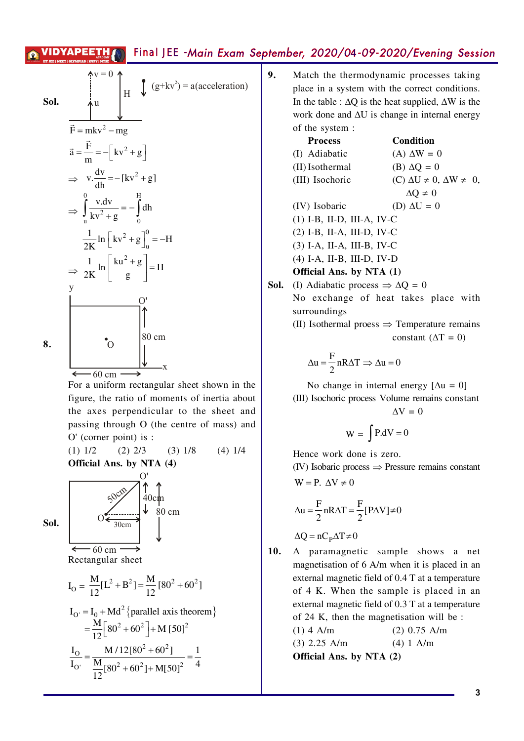**Sol.**

v = 0, H, u; $(g+kv^2) = a$ (acceleration)

$\vec{F} = mkv^2 - mg$

$\vec{a} = \frac{\vec{F}}{m} = -\left[kv^2 + g\right]$

$\Rightarrow \quad v.\frac{dv}{dh} = -[kv^2 + g]$

$\Rightarrow \int_u^0 \frac{v.dv}{kv^2+g} = -\int_0^H dh$

$\frac{1}{2K}\ln\left[kv^2+g\right]_u^0 = -H$

$\Rightarrow \frac{1}{2K}\ln\left[\frac{ku^2+g}{g}\right] = H$

**8.** For a uniform rectangular sheet shown in the figure, the ratio of moments of inertia about the axes perpendicular to the sheet and passing through O (the centre of mass) and O' (corner point) is :

(Figure: rectangle 60 cm × 80 cm, centre O, corner O')

(1) 1/2 (2) 2/3 (3) 1/8 (4) 1/4

**Official Ans. by NTA (4)**

**Sol.**

(Figure: O to O' distance 50cm, with 30cm and 40cm components; sheet 60 cm × 80 cm)

Rectangular sheet

$I_O = \frac{M}{12}[L^2 + B^2] = \frac{M}{12}[80^2 + 60^2]$

$I_{O'} = I_0 + Md^2$ {parallel axis theorem}

$= \frac{M}{12}\left[80^2 + 60^2\right] + M\,[50]^2$

$\frac{I_O}{I_{O'}} = \frac{M/12[80^2+60^2]}{\frac{M}{12}[80^2+60^2] + M[50]^2} = \frac{1}{4}$

**9.** Match the thermodynamic processes taking place in a system with the correct conditions. In the table : $\Delta Q$ is the heat supplied, $\Delta W$ is the work done and $\Delta U$ is change in internal energy of the system :

| Process | Condition |
|---|---|
| (I) Adiabatic | (A) $\Delta W = 0$ |
| (II) Isothermal | (B) $\Delta Q = 0$ |
| (III) Isochoric | (C) $\Delta U \neq 0$, $\Delta W \neq 0$, $\Delta Q \neq 0$ |
| (IV) Isobaric | (D) $\Delta U = 0$ |

(1) I-B, II-D, III-A, IV-C

(2) I-B, II-A, III-D, IV-C

(3) I-A, II-A, III-B, IV-C

(4) I-A, II-B, III-D, IV-D

**Official Ans. by NTA (1)**

**Sol.** (I) Adiabatic process $\Rightarrow \Delta Q = 0$

No exchange of heat takes place with surroundings

(II) Isothermal proess $\Rightarrow$ Temperature remains constant ($\Delta T = 0$)

$$\Delta u = \frac{F}{2}nR\Delta T \Rightarrow \Delta u = 0$$

No change in internal energy [$\Delta u = 0$]

(III) Isochoric process Volume remains constant $\Delta V = 0$

$$W = \int P.dV = 0$$

Hence work done is zero.

(IV) Isobaric process $\Rightarrow$ Pressure remains constant

$W = P.\ \Delta V \neq 0$

$$\Delta u = \frac{F}{2}nR\Delta T = \frac{F}{2}[P\Delta V] \neq 0$$

$\Delta Q = nC_P\Delta T \neq 0$

**10.** A paramagnetic sample shows a net magnetisation of 6 A/m when it is placed in an external magnetic field of 0.4 T at a temperature of 4 K. When the sample is placed in an external magnetic field of 0.3 T at a temperature of 24 K, then the magnetisation will be :

(1) 4 A/m (2) 0.75 A/m

(3) 2.25 A/m (4) 1 A/m

**Official Ans. by NTA (2)**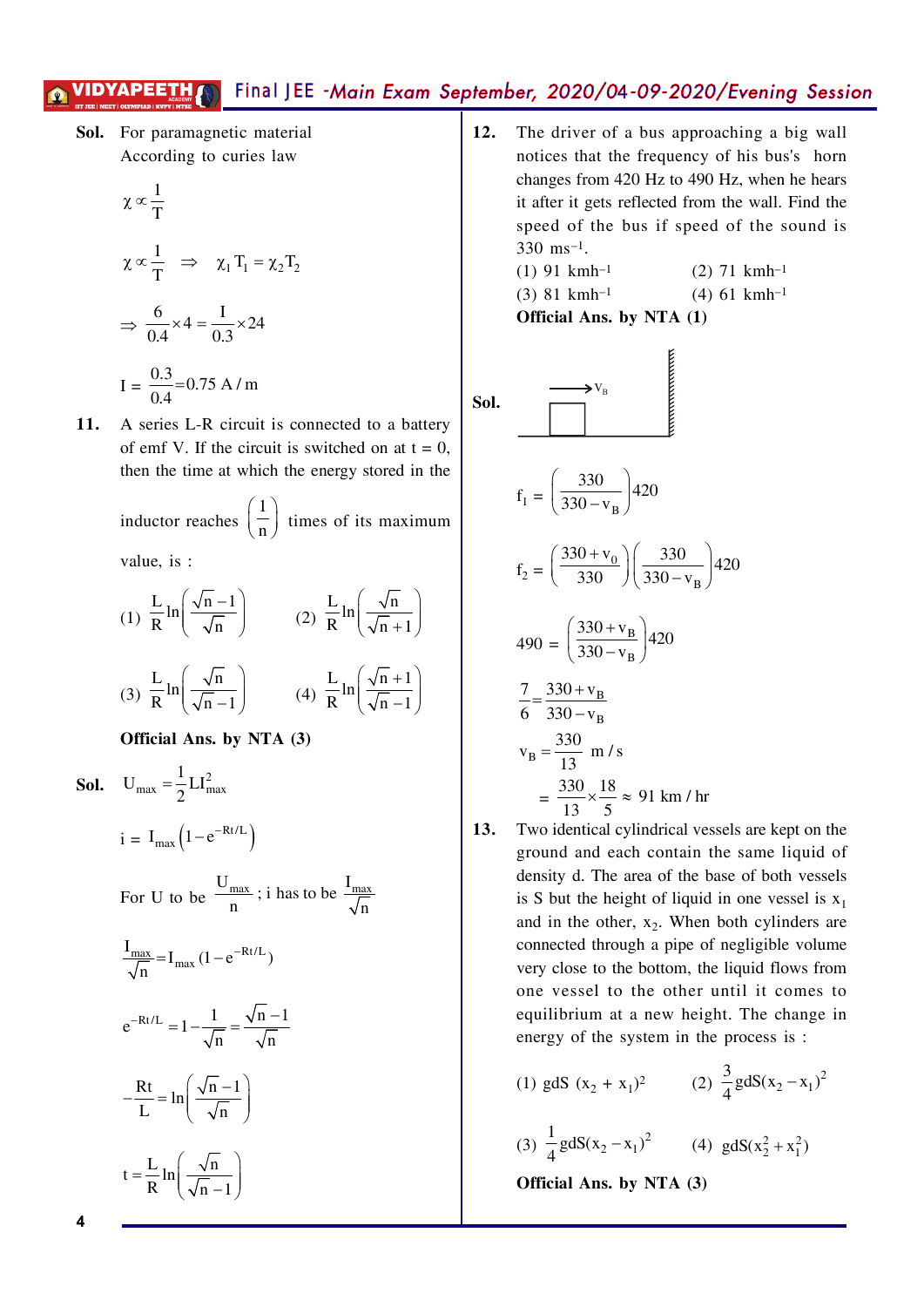**Sol.** For paramagnetic material

According to curies law

$$\chi \propto \frac{1}{T}$$

$$\chi \propto \frac{1}{T} \quad \Rightarrow \quad \chi_1 T_1 = \chi_2 T_2$$

$$\Rightarrow \frac{6}{0.4} \times 4 = \frac{I}{0.3} \times 24$$

$$I = \frac{0.3}{0.4} = 0.75 \text{ A/m}$$

**11.** A series L-R circuit is connected to a battery of emf V. If the circuit is switched on at t = 0, then the time at which the energy stored in the inductor reaches $\left(\frac{1}{n}\right)$ times of its maximum value, is :

(1) $\frac{L}{R}\ln\left(\frac{\sqrt{n}-1}{\sqrt{n}}\right)$ (2) $\frac{L}{R}\ln\left(\frac{\sqrt{n}}{\sqrt{n}+1}\right)$

(3) $\frac{L}{R}\ln\left(\frac{\sqrt{n}}{\sqrt{n}-1}\right)$ (4) $\frac{L}{R}\ln\left(\frac{\sqrt{n}+1}{\sqrt{n}-1}\right)$

**Official Ans. by NTA (3)**

**Sol.** $U_{max} = \frac{1}{2}LI_{max}^2$

$$i = I_{max}\left(1 - e^{-Rt/L}\right)$$

For U to be $\frac{U_{max}}{n}$ ; i has to be $\frac{I_{max}}{\sqrt{n}}$

$$\frac{I_{max}}{\sqrt{n}} = I_{max}(1 - e^{-Rt/L})$$

$$e^{-Rt/L} = 1 - \frac{1}{\sqrt{n}} = \frac{\sqrt{n}-1}{\sqrt{n}}$$

$$-\frac{Rt}{L} = \ln\left(\frac{\sqrt{n}-1}{\sqrt{n}}\right)$$

$$t = \frac{L}{R}\ln\left(\frac{\sqrt{n}}{\sqrt{n}-1}\right)$$

**12.** The driver of a bus approaching a big wall notices that the frequency of his bus's horn changes from 420 Hz to 490 Hz, when he hears it after it gets reflected from the wall. Find the speed of the bus if speed of the sound is 330 ms$^{-1}$.

(1) 91 kmh$^{-1}$ (2) 71 kmh$^{-1}$

(3) 81 kmh$^{-1}$ (4) 61 kmh$^{-1}$

**Official Ans. by NTA (1)**

**Sol.**

$$f_1 = \left(\frac{330}{330 - v_B}\right)420$$

$$f_2 = \left(\frac{330 + v_0}{330}\right)\left(\frac{330}{330 - v_B}\right)420$$

$$490 = \left(\frac{330 + v_B}{330 - v_B}\right)420$$

$$\frac{7}{6} = \frac{330 + v_B}{330 - v_B}$$

$$v_B = \frac{330}{13} \text{ m/s}$$

$$= \frac{330}{13} \times \frac{18}{5} \approx 91 \text{ km/hr}$$

**13.** Two identical cylindrical vessels are kept on the ground and each contain the same liquid of density d. The area of the base of both vessels is S but the height of liquid in one vessel is $x_1$ and in the other, $x_2$. When both cylinders are connected through a pipe of negligible volume very close to the bottom, the liquid flows from one vessel to the other until it comes to equilibrium at a new height. The change in energy of the system in the process is :

(1) $gdS\ (x_2 + x_1)^2$ (2) $\frac{3}{4}gdS(x_2 - x_1)^2$

(3) $\frac{1}{4}gdS(x_2 - x_1)^2$ (4) $gdS(x_2^2 + x_1^2)$

**Official Ans. by NTA (3)**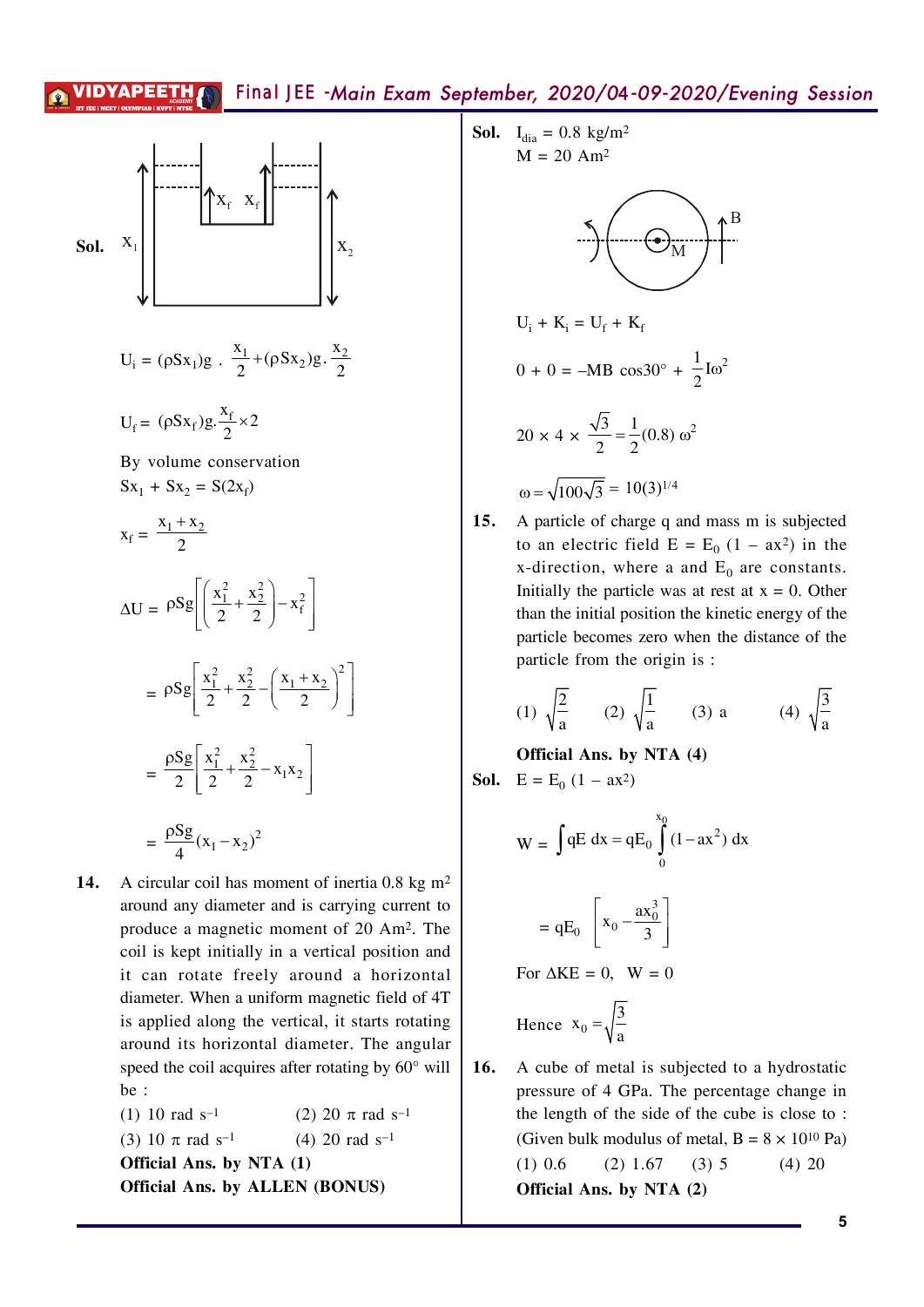**Sol.**

$$U_i = (\rho S x_1)g \cdot \frac{x_1}{2} + (\rho S x_2)g \cdot \frac{x_2}{2}$$

$$U_f = (\rho S x_f)g \cdot \frac{x_f}{2} \times 2$$

By volume conservation

$Sx_1 + Sx_2 = S(2x_f)$

$$x_f = \frac{x_1 + x_2}{2}$$

$$\Delta U = \rho S g\left[\left(\frac{x_1^2}{2} + \frac{x_2^2}{2}\right) - x_f^2\right]$$

$$= \rho S g\left[\frac{x_1^2}{2} + \frac{x_2^2}{2} - \left(\frac{x_1 + x_2}{2}\right)^2\right]$$

$$= \frac{\rho S g}{2}\left[\frac{x_1^2}{2} + \frac{x_2^2}{2} - x_1 x_2\right]$$

$$= \frac{\rho S g}{4}(x_1 - x_2)^2$$

**14.** A circular coil has moment of inertia 0.8 kg m$^2$ around any diameter and is carrying current to produce a magnetic moment of 20 Am$^2$. The coil is kept initially in a vertical position and it can rotate freely around a horizontal diameter. When a uniform magnetic field of 4T is applied along the vertical, it starts rotating around its horizontal diameter. The angular speed the coil acquires after rotating by 60° will be :

(1) 10 rad s$^{-1}$ (2) 20 $\pi$ rad s$^{-1}$

(3) 10 $\pi$ rad s$^{-1}$ (4) 20 rad s$^{-1}$

**Official Ans. by NTA (1)**

**Official Ans. by ALLEN (BONUS)**

**Sol.** $I_{dia} = 0.8$ kg/m$^2$

$M = 20$ Am$^2$

$U_i + K_i = U_f + K_f$

$$0 + 0 = -MB\cos 30° + \frac{1}{2}I\omega^2$$

$$20 \times 4 \times \frac{\sqrt{3}}{2} = \frac{1}{2}(0.8)\,\omega^2$$

$$\omega = \sqrt{100\sqrt{3}} = 10(3)^{1/4}$$

**15.** A particle of charge q and mass m is subjected to an electric field $E = E_0(1 - ax^2)$ in the x-direction, where a and $E_0$ are constants. Initially the particle was at rest at $x = 0$. Other than the initial position the kinetic energy of the particle becomes zero when the distance of the particle from the origin is :

(1) $\sqrt{\frac{2}{a}}$ (2) $\sqrt{\frac{1}{a}}$ (3) a (4) $\sqrt{\frac{3}{a}}$

**Official Ans. by NTA (4)**

**Sol.** $E = E_0(1 - ax^2)$

$$W = \int qE\,dx = qE_0\int_0^{x_0}(1 - ax^2)\,dx$$

$$= qE_0\left[x_0 - \frac{ax_0^3}{3}\right]$$

For $\Delta KE = 0$, $W = 0$

Hence $x_0 = \sqrt{\frac{3}{a}}$

**16.** A cube of metal is subjected to a hydrostatic pressure of 4 GPa. The percentage change in the length of the side of the cube is close to :

(Given bulk modulus of metal, $B = 8 \times 10^{10}$ Pa)

(1) 0.6 (2) 1.67 (3) 5 (4) 20

**Official Ans. by NTA (2)**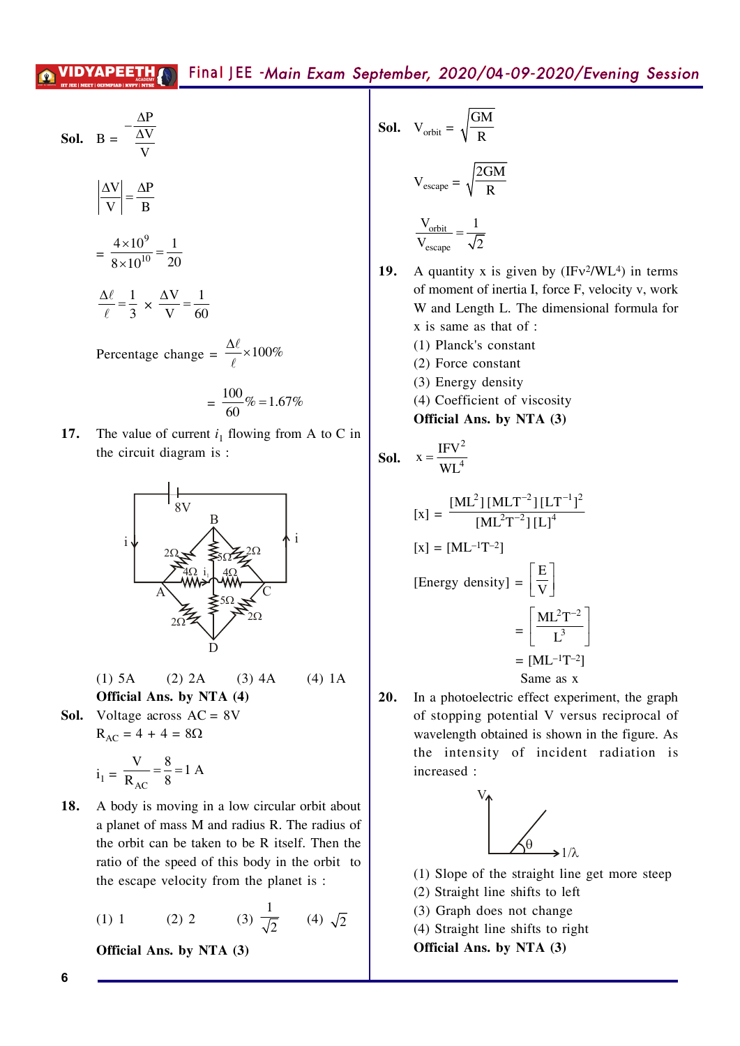**Sol.** $B = \dfrac{-\Delta P}{\dfrac{\Delta V}{V}}$

$$\left|\frac{\Delta V}{V}\right| = \frac{\Delta P}{B}$$

$$= \frac{4\times10^9}{8\times10^{10}} = \frac{1}{20}$$

$$\frac{\Delta \ell}{\ell} = \frac{1}{3} \times \frac{\Delta V}{V} = \frac{1}{60}$$

$$\text{Percentage change} = \frac{\Delta \ell}{\ell} \times 100\%$$

$$= \frac{100}{60}\% = 1.67\%$$

**17.** The value of current $i_1$ flowing from A to C in the circuit diagram is :

(1) 5A (2) 2A (3) 4A (4) 1A

**Official Ans. by NTA (4)**

**Sol.** Voltage across AC = 8V

$R_{AC} = 4 + 4 = 8\Omega$

$$i_1 = \frac{V}{R_{AC}} = \frac{8}{8} = 1\text{ A}$$

**18.** A body is moving in a low circular orbit about a planet of mass M and radius R. The radius of the orbit can be taken to be R itself. Then the ratio of the speed of this body in the orbit to the escape velocity from the planet is :

(1) 1 (2) 2 (3) $\dfrac{1}{\sqrt{2}}$ (4) $\sqrt{2}$

**Official Ans. by NTA (3)**

**Sol.** $V_{orbit} = \sqrt{\dfrac{GM}{R}}$

$$V_{escape} = \sqrt{\frac{2GM}{R}}$$

$$\frac{V_{orbit}}{V_{escape}} = \frac{1}{\sqrt{2}}$$

**19.** A quantity x is given by $(IFv^2/WL^4)$ in terms of moment of inertia I, force F, velocity v, work W and Length L. The dimensional formula for x is same as that of :

(1) Planck's constant
(2) Force constant
(3) Energy density
(4) Coefficient of viscosity

**Official Ans. by NTA (3)**

**Sol.** $x = \dfrac{IFV^2}{WL^4}$

$$[x] = \frac{[ML^2][MLT^{-2}][LT^{-1}]^2}{[ML^2T^{-2}][L]^4}$$

$$[x] = [ML^{-1}T^{-2}]$$

$$[\text{Energy density}] = \left[\frac{E}{V}\right]$$

$$= \left[\frac{ML^2T^{-2}}{L^3}\right]$$

$$= [ML^{-1}T^{-2}]$$

Same as x

**20.** In a photoelectric effect experiment, the graph of stopping potential V versus reciprocal of wavelength obtained is shown in the figure. As the intensity of incident radiation is increased :

(1) Slope of the straight line get more steep
(2) Straight line shifts to left
(3) Graph does not change
(4) Straight line shifts to right

**Official Ans. by NTA (3)**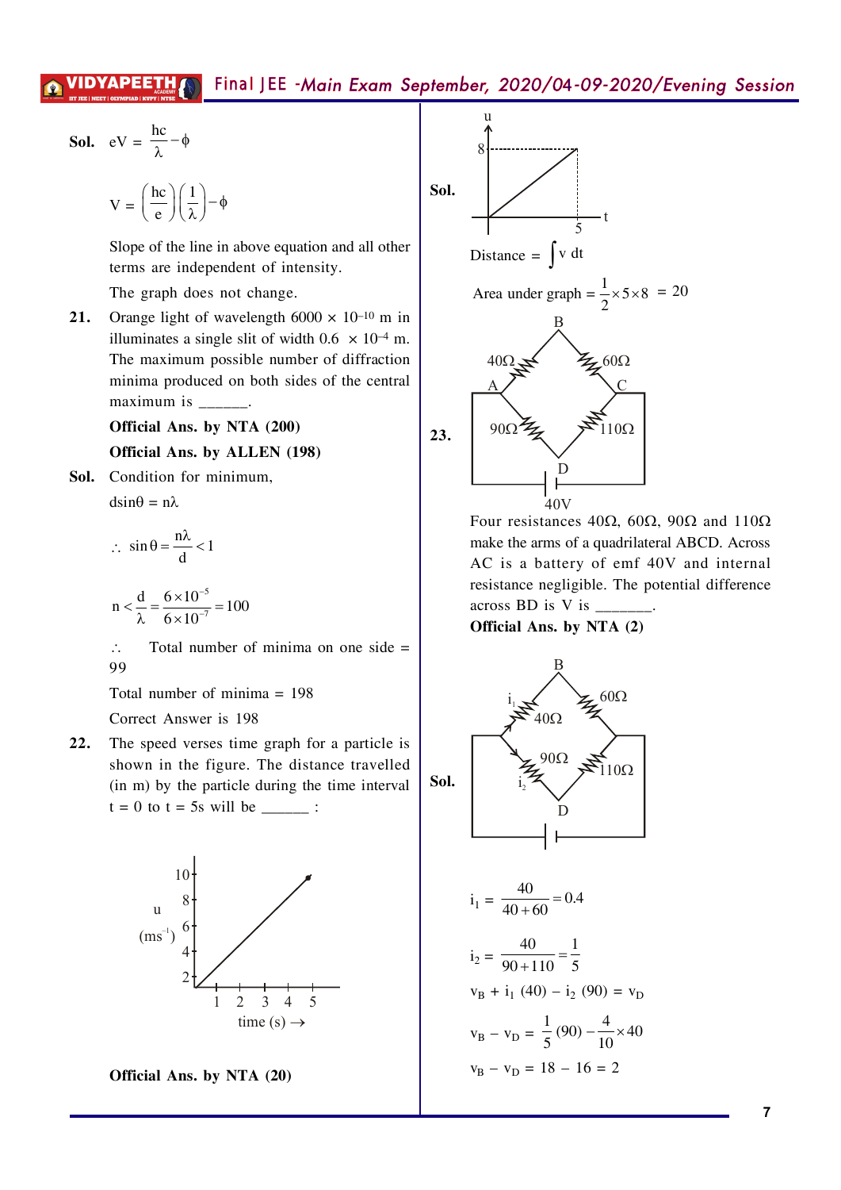**Sol.** $eV = \frac{hc}{\lambda} - \phi$

$$V = \left(\frac{hc}{e}\right)\left(\frac{1}{\lambda}\right) - \phi$$

Slope of the line in above equation and all other terms are independent of intensity.

The graph does not change.

**21.** Orange light of wavelength $6000 \times 10^{-10}$ m in illuminates a single slit of width $0.6 \times 10^{-4}$ m. The maximum possible number of diffraction minima produced on both sides of the central maximum is ______.

**Official Ans. by NTA (200)**

**Official Ans. by ALLEN (198)**

**Sol.** Condition for minimum,

$d\sin\theta = n\lambda$

$$\therefore \sin\theta = \frac{n\lambda}{d} < 1$$

$$n < \frac{d}{\lambda} = \frac{6\times10^{-5}}{6\times10^{-7}} = 100$$

$\therefore$ Total number of minima on one side = 99

Total number of minima = 198

Correct Answer is 198

**22.** The speed verses time graph for a particle is shown in the figure. The distance travelled (in m) by the particle during the time interval t = 0 to t = 5s will be ______ :

**Official Ans. by NTA (20)**

**Sol.**

Distance = $\int v\, dt$

Area under graph = $\frac{1}{2} \times 5 \times 8 = 20$

**23.** Four resistances 40Ω, 60Ω, 90Ω and 110Ω make the arms of a quadrilateral ABCD. Across AC is a battery of emf 40V and internal resistance negligible. The potential difference across BD is V is _______.

**Official Ans. by NTA (2)**

**Sol.**

$$i_1 = \frac{40}{40+60} = 0.4$$

$$i_2 = \frac{40}{90+110} = \frac{1}{5}$$

$v_B + i_1(40) - i_2(90) = v_D$

$$v_B - v_D = \frac{1}{5}(90) - \frac{4}{10} \times 40$$

$v_B - v_D = 18 - 16 = 2$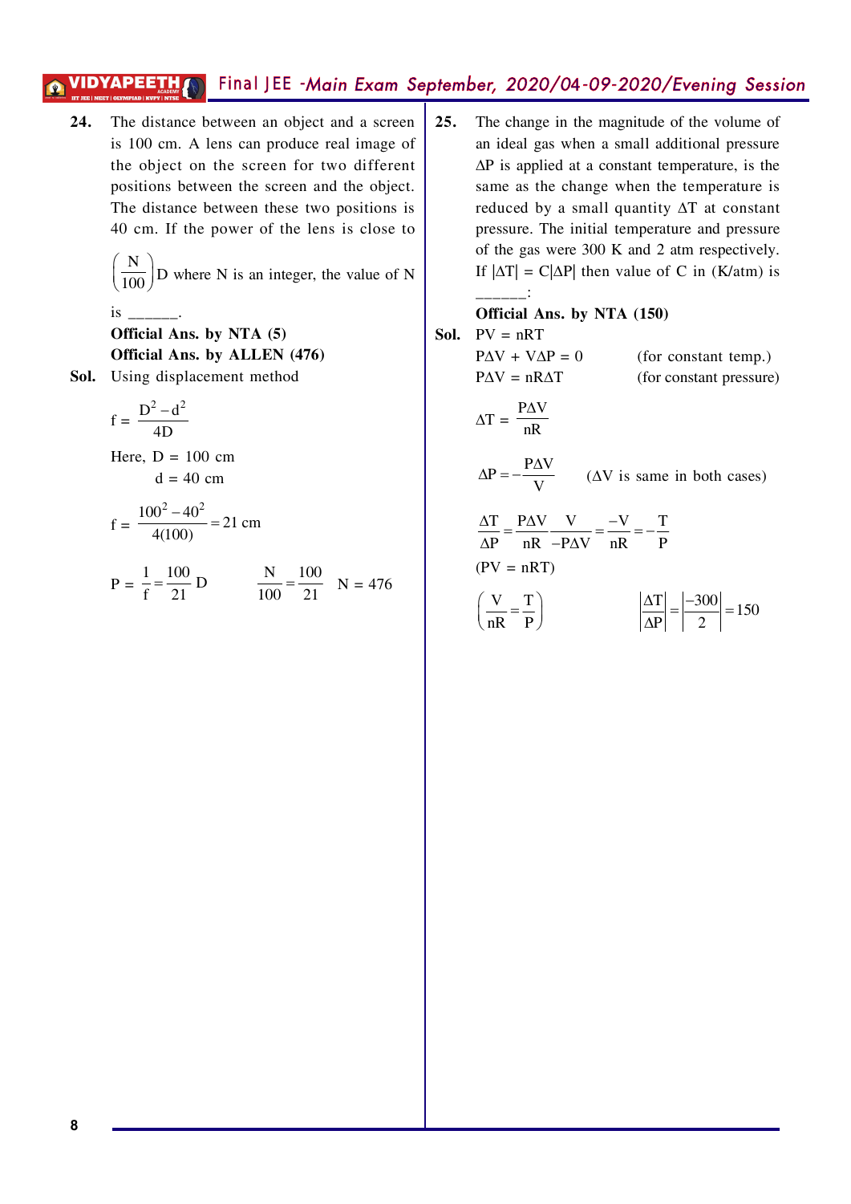**24.** The distance between an object and a screen is 100 cm. A lens can produce real image of the object on the screen for two different positions between the screen and the object. The distance between these two positions is 40 cm. If the power of the lens is close to $\left(\frac{N}{100}\right)$D where N is an integer, the value of N is ______.

**Official Ans. by NTA (5)**

**Official Ans. by ALLEN (476)**

**Sol.** Using displacement method

$$f = \frac{D^2 - d^2}{4D}$$

Here, D = 100 cm

d = 40 cm

$$f = \frac{100^2 - 40^2}{4(100)} = 21 \text{ cm}$$

$$P = \frac{1}{f} = \frac{100}{21} \text{ D} \qquad \frac{N}{100} = \frac{100}{21} \qquad N = 476$$

**25.** The change in the magnitude of the volume of an ideal gas when a small additional pressure $\Delta P$ is applied at a constant temperature, is the same as the change when the temperature is reduced by a small quantity $\Delta T$ at constant pressure. The initial temperature and pressure of the gas were 300 K and 2 atm respectively. If $|\Delta T| = C|\Delta P|$ then value of C in (K/atm) is ______:

**Official Ans. by NTA (150)**

**Sol.** $PV = nRT$

$P\Delta V + V\Delta P = 0$ (for constant temp.)

$P\Delta V = nR\Delta T$ (for constant pressure)

$$\Delta T = \frac{P\Delta V}{nR}$$

$$\Delta P = -\frac{P\Delta V}{V} \qquad (\Delta V \text{ is same in both cases})$$

$$\frac{\Delta T}{\Delta P} = \frac{P\Delta V}{nR}\frac{V}{-P\Delta V} = \frac{-V}{nR} = -\frac{T}{P}$$

$(PV = nRT)$

$$\left(\frac{V}{nR} = \frac{T}{P}\right) \qquad \left|\frac{\Delta T}{\Delta P}\right| = \left|\frac{-300}{2}\right| = 150$$